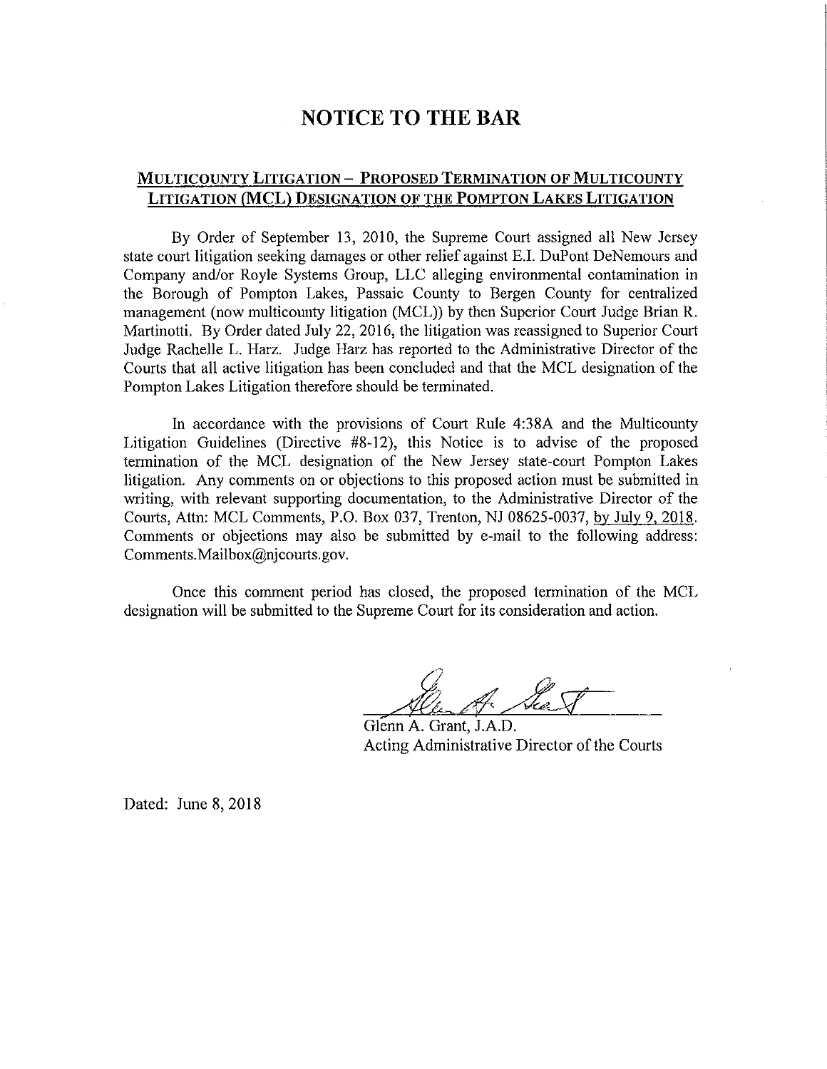# NOTICE TO THE BAR

## Multicounty Litigation – Proposed Termination of Multicounty Litigation (MCL) Designation of the Pompton Lakes Litigation

By Order of September 13, 2010, the Supreme Court assigned all New Jersey state court litigation seeking damages or other relief against E.I. DuPont DeNemours and Company and/or Royle Systems Group, LLC alleging environmental contamination in the Borough of Pompton Lakes, Passaic County to Bergen County for centralized management (now multicounty litigation (MCL)) by then Superior Court Judge Brian R. Martinotti. By Order dated July 22, 2016, the litigation was reassigned to Superior Court Judge Rachelle L. Harz. Judge Harz has reported to the Administrative Director of the Courts that all active litigation has been concluded and that the MCL designation of the Pompton Lakes Litigation therefore should be terminated.

In accordance with the provisions of Court Rule 4:38A and the Multicounty Litigation Guidelines (Directive #8-12), this Notice is to advise of the proposed termination of the MCL designation of the New Jersey state-court Pompton Lakes litigation. Any comments on or objections to this proposed action must be submitted in writing, with relevant supporting documentation, to the Administrative Director of the Courts, Attn: MCL Comments, P.O. Box 037, Trenton, NJ 08625-0037, <u>by July 9, 2018</u>. Comments or objections may also be submitted by e-mail to the following address: Comments.Mailbox@njcourts.gov.

Once this comment period has closed, the proposed termination of the MCL designation will be submitted to the Supreme Court for its consideration and action.

Glenn A. Grant, J.A.D.
Acting Administrative Director of the Courts

Dated: June 8, 2018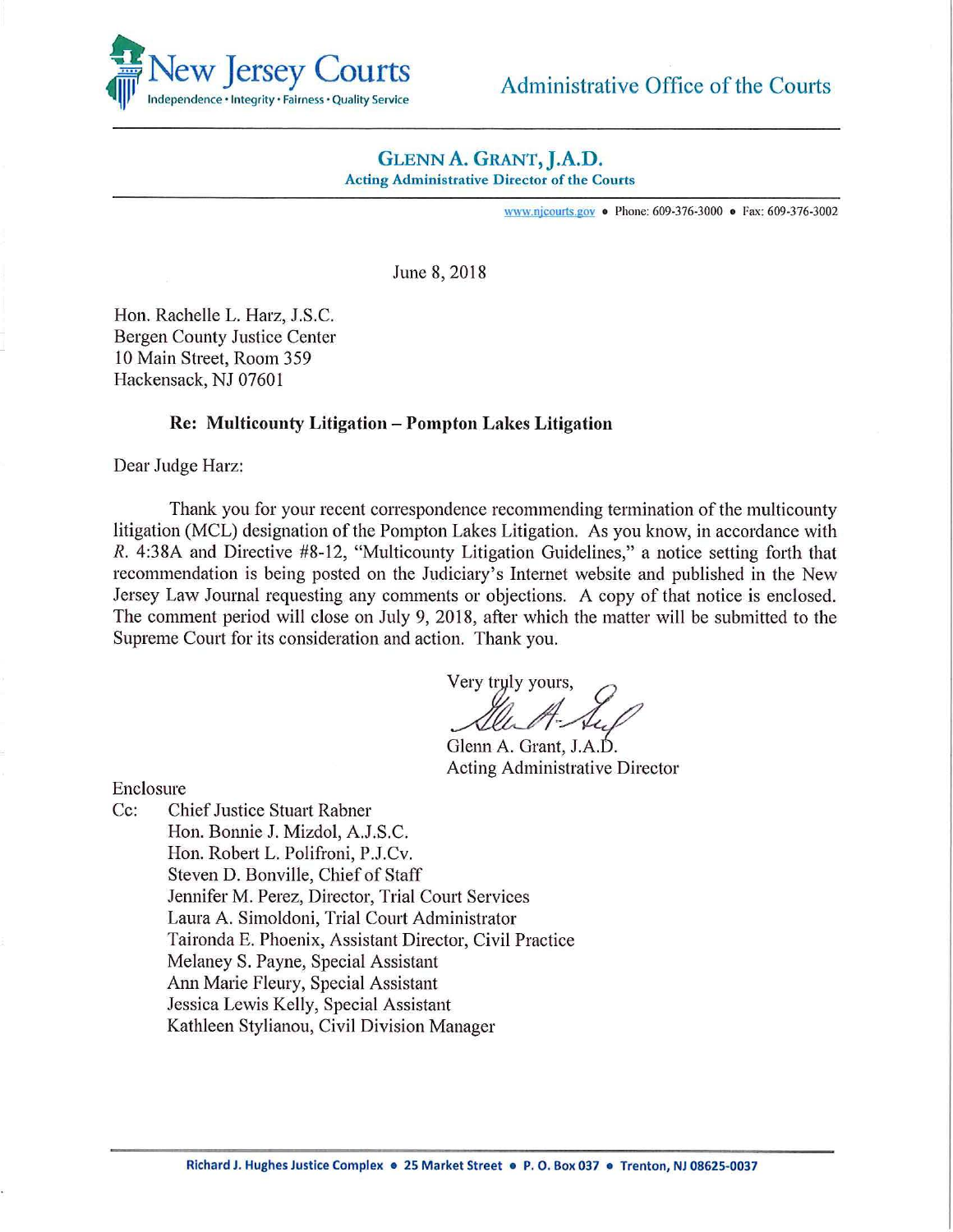New Jersey Courts

Independence • Integrity • Fairness • Quality Service

Administrative Office of the Courts

**GLENN A. GRANT, J.A.D.**
**Acting Administrative Director of the Courts**

www.njcourts.gov • Phone: 609-376-3000 • Fax: 609-376-3002

June 8, 2018

Hon. Rachelle L. Harz, J.S.C.
Bergen County Justice Center
10 Main Street, Room 359
Hackensack, NJ 07601

**Re: Multicounty Litigation – Pompton Lakes Litigation**

Dear Judge Harz:

Thank you for your recent correspondence recommending termination of the multicounty litigation (MCL) designation of the Pompton Lakes Litigation. As you know, in accordance with *R.* 4:38A and Directive #8-12, "Multicounty Litigation Guidelines," a notice setting forth that recommendation is being posted on the Judiciary's Internet website and published in the New Jersey Law Journal requesting any comments or objections. A copy of that notice is enclosed. The comment period will close on July 9, 2018, after which the matter will be submitted to the Supreme Court for its consideration and action. Thank you.

Very truly yours,

Glenn A. Grant, J.A.D.
Acting Administrative Director

Enclosure

Cc: Chief Justice Stuart Rabner
Hon. Bonnie J. Mizdol, A.J.S.C.
Hon. Robert L. Polifroni, P.J.Cv.
Steven D. Bonville, Chief of Staff
Jennifer M. Perez, Director, Trial Court Services
Laura A. Simoldoni, Trial Court Administrator
Taironda E. Phoenix, Assistant Director, Civil Practice
Melaney S. Payne, Special Assistant
Ann Marie Fleury, Special Assistant
Jessica Lewis Kelly, Special Assistant
Kathleen Stylianou, Civil Division Manager

Richard J. Hughes Justice Complex • 25 Market Street • P. O. Box 037 • Trenton, NJ 08625-0037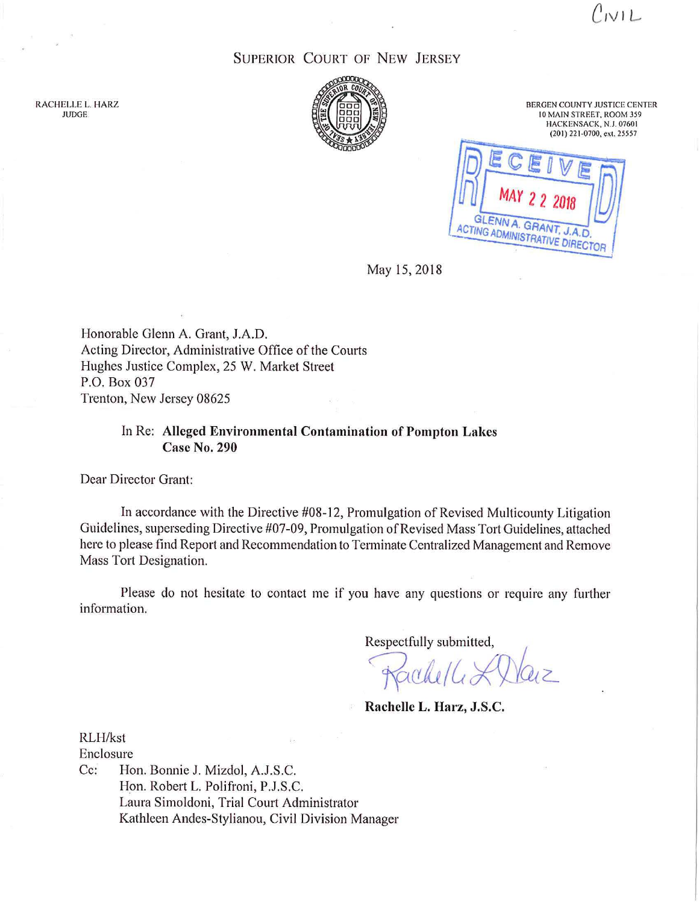CIVIL

SUPERIOR COURT OF NEW JERSEY

RACHELLE L. HARZ
JUDGE

BERGEN COUNTY JUSTICE CENTER
10 MAIN STREET, ROOM 359
HACKENSACK, N.J. 07601
(201) 221-0700, ext. 25557

RECEIVED
MAY 22 2018
GLENN A. GRANT, J.A.D.
ACTING ADMINISTRATIVE DIRECTOR

May 15, 2018

Honorable Glenn A. Grant, J.A.D.
Acting Director, Administrative Office of the Courts
Hughes Justice Complex, 25 W. Market Street
P.O. Box 037
Trenton, New Jersey 08625

In Re: **Alleged Environmental Contamination of Pompton Lakes**
**Case No. 290**

Dear Director Grant:

In accordance with the Directive #08-12, Promulgation of Revised Multicounty Litigation Guidelines, superseding Directive #07-09, Promulgation of Revised Mass Tort Guidelines, attached here to please find Report and Recommendation to Terminate Centralized Management and Remove Mass Tort Designation.

Please do not hesitate to contact me if you have any questions or require any further information.

Respectfully submitted,

Rachelle L. Harz

**Rachelle L. Harz, J.S.C.**

RLH/kst
Enclosure
Cc: Hon. Bonnie J. Mizdol, A.J.S.C.
Hon. Robert L. Polifroni, P.J.S.C.
Laura Simoldoni, Trial Court Administrator
Kathleen Andes-Stylianou, Civil Division Manager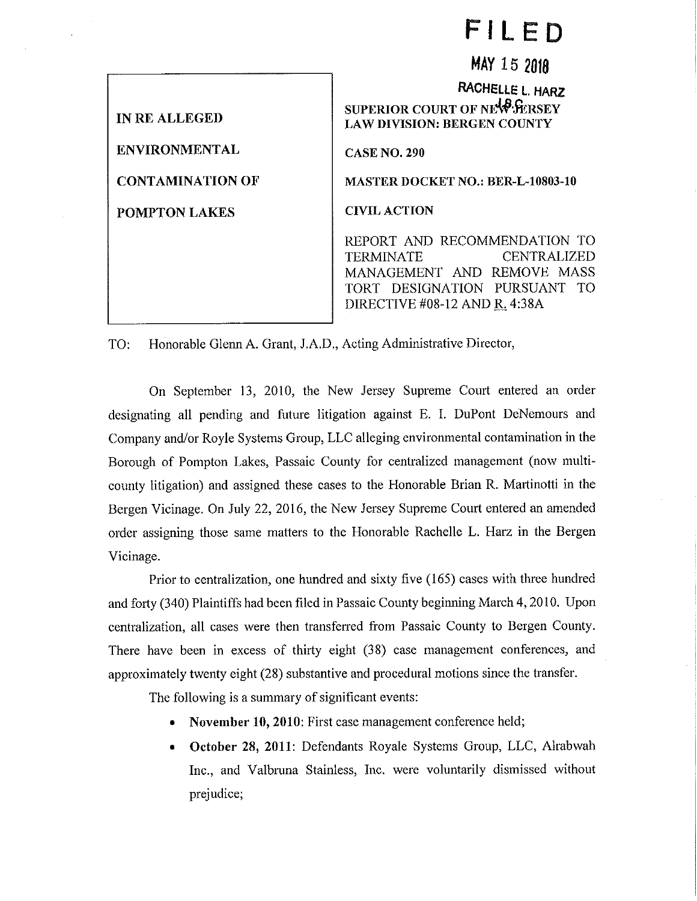**FILED**

**MAY 15 2018**

**RACHELLE L. HARZ**
**J.S.C.**

| IN RE ALLEGED ENVIRONMENTAL CONTAMINATION OF POMPTON LAKES | SUPERIOR COURT OF NEW JERSEY LAW DIVISION: BERGEN COUNTY |
|---|---|
| | CASE NO. 290 |
| | MASTER DOCKET NO.: BER-L-10803-10 |
| | CIVIL ACTION |
| | REPORT AND RECOMMENDATION TO TERMINATE CENTRALIZED MANAGEMENT AND REMOVE MASS TORT DESIGNATION PURSUANT TO DIRECTIVE #08-12 AND R. 4:38A |

TO: Honorable Glenn A. Grant, J.A.D., Acting Administrative Director,

On September 13, 2010, the New Jersey Supreme Court entered an order designating all pending and future litigation against E. I. DuPont DeNemours and Company and/or Royle Systems Group, LLC alleging environmental contamination in the Borough of Pompton Lakes, Passaic County for centralized management (now multi-county litigation) and assigned these cases to the Honorable Brian R. Martinotti in the Bergen Vicinage. On July 22, 2016, the New Jersey Supreme Court entered an amended order assigning those same matters to the Honorable Rachelle L. Harz in the Bergen Vicinage.

Prior to centralization, one hundred and sixty five (165) cases with three hundred and forty (340) Plaintiffs had been filed in Passaic County beginning March 4, 2010. Upon centralization, all cases were then transferred from Passaic County to Bergen County. There have been in excess of thirty eight (38) case management conferences, and approximately twenty eight (28) substantive and procedural motions since the transfer.

The following is a summary of significant events:

- **November 10, 2010**: First case management conference held;
- **October 28, 2011**: Defendants Royale Systems Group, LLC, Alrabwah Inc., and Valbruna Stainless, Inc. were voluntarily dismissed without prejudice;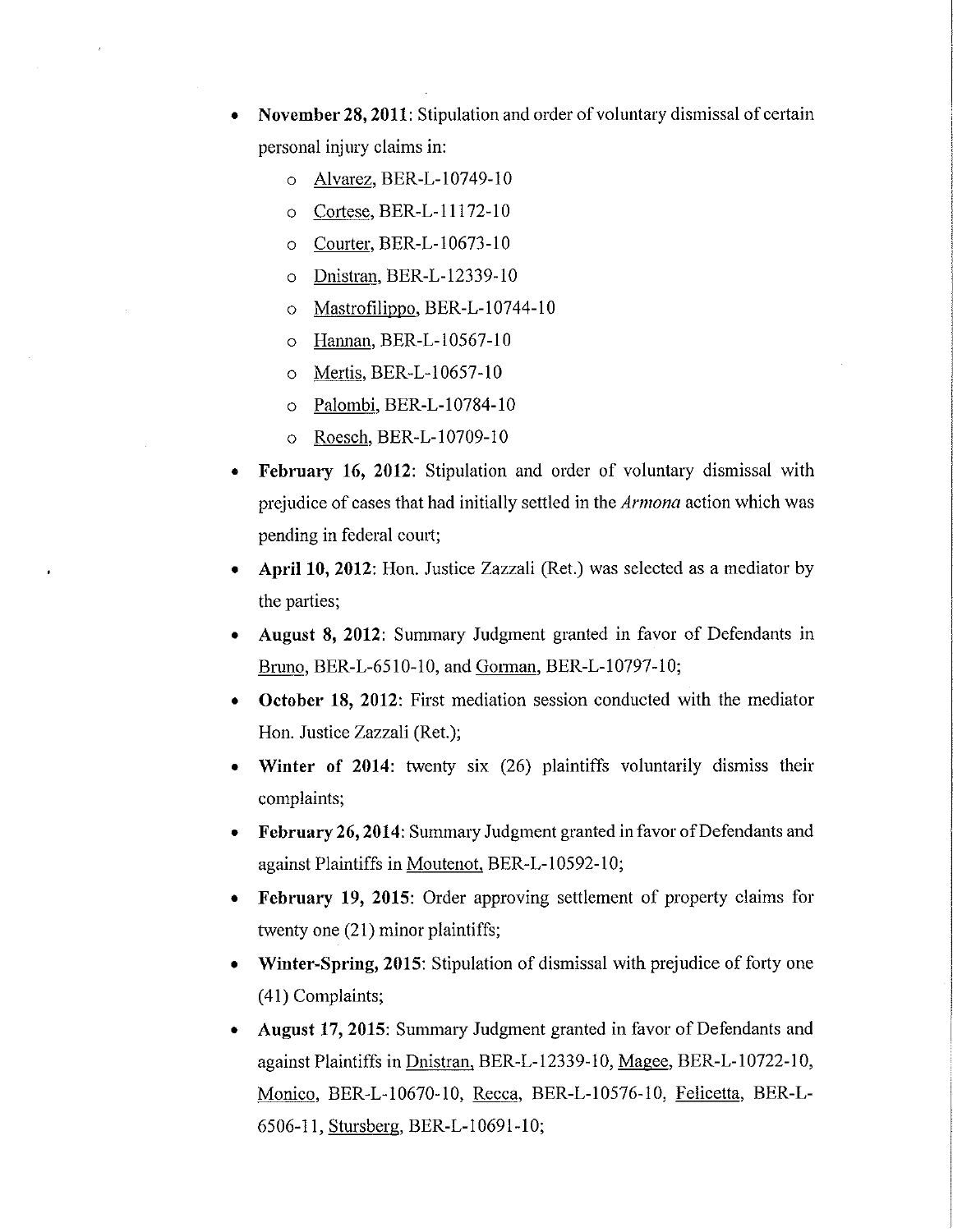- **November 28, 2011**: Stipulation and order of voluntary dismissal of certain personal injury claims in:
  - Alvarez, BER-L-10749-10
  - Cortese, BER-L-11172-10
  - Courter, BER-L-10673-10
  - Dnistran, BER-L-12339-10
  - Mastrofilippo, BER-L-10744-10
  - Hannan, BER-L-10567-10
  - Mertis, BER-L-10657-10
  - Palombi, BER-L-10784-10
  - Roesch, BER-L-10709-10
- **February 16, 2012**: Stipulation and order of voluntary dismissal with prejudice of cases that had initially settled in the *Armona* action which was pending in federal court;
- **April 10, 2012**: Hon. Justice Zazzali (Ret.) was selected as a mediator by the parties;
- **August 8, 2012**: Summary Judgment granted in favor of Defendants in Bruno, BER-L-6510-10, and Gorman, BER-L-10797-10;
- **October 18, 2012**: First mediation session conducted with the mediator Hon. Justice Zazzali (Ret.);
- **Winter of 2014**: twenty six (26) plaintiffs voluntarily dismiss their complaints;
- **February 26, 2014**: Summary Judgment granted in favor of Defendants and against Plaintiffs in Moutenot, BER-L-10592-10;
- **February 19, 2015**: Order approving settlement of property claims for twenty one (21) minor plaintiffs;
- **Winter-Spring, 2015**: Stipulation of dismissal with prejudice of forty one (41) Complaints;
- **August 17, 2015**: Summary Judgment granted in favor of Defendants and against Plaintiffs in Dnistran, BER-L-12339-10, Magee, BER-L-10722-10, Monico, BER-L-10670-10, Recca, BER-L-10576-10, Felicetta, BER-L-6506-11, Stursberg, BER-L-10691-10;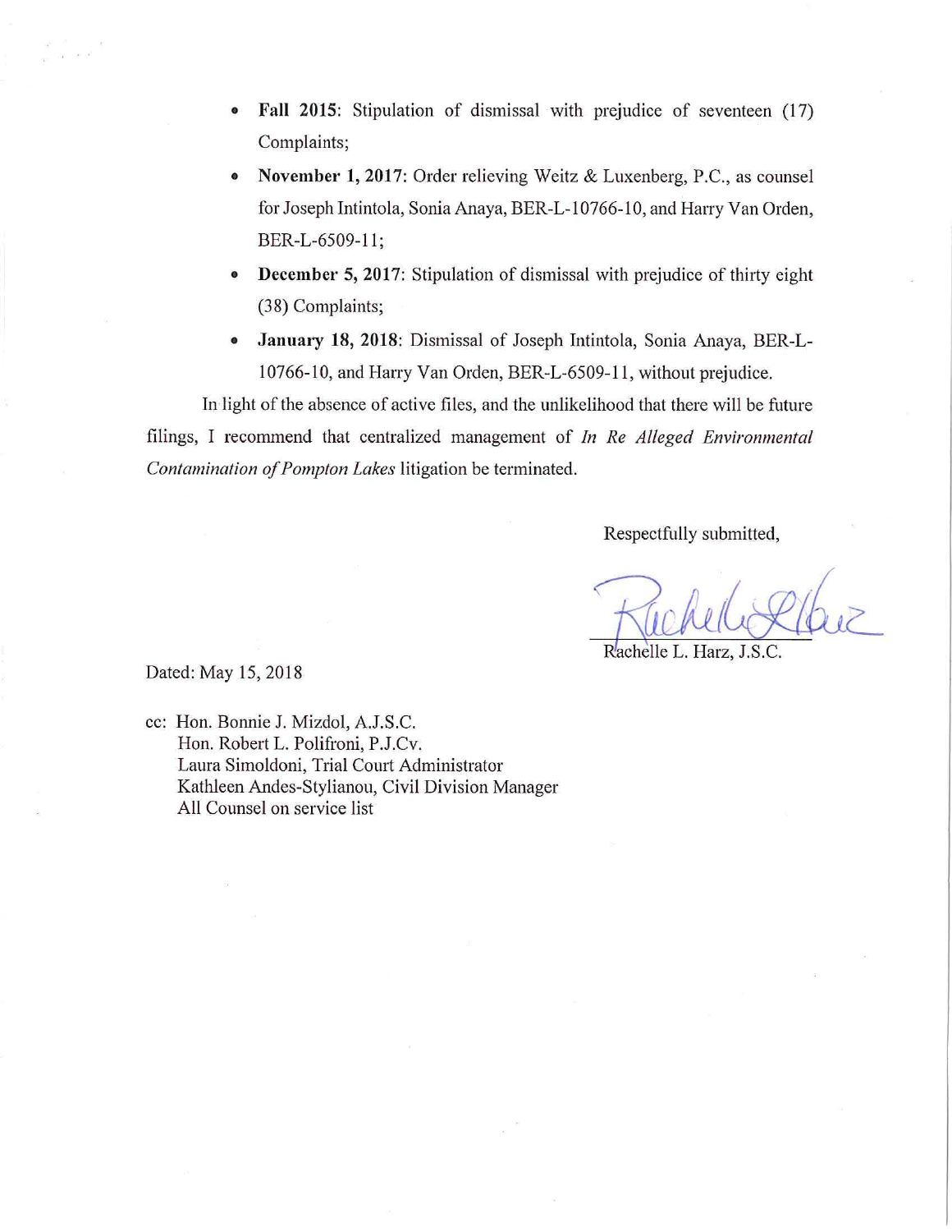- **Fall 2015**: Stipulation of dismissal with prejudice of seventeen (17) Complaints;
- **November 1, 2017**: Order relieving Weitz & Luxenberg, P.C., as counsel for Joseph Intintola, Sonia Anaya, BER-L-10766-10, and Harry Van Orden, BER-L-6509-11;
- **December 5, 2017**: Stipulation of dismissal with prejudice of thirty eight (38) Complaints;
- **January 18, 2018**: Dismissal of Joseph Intintola, Sonia Anaya, BER-L-10766-10, and Harry Van Orden, BER-L-6509-11, without prejudice.

In light of the absence of active files, and the unlikelihood that there will be future filings, I recommend that centralized management of *In Re Alleged Environmental Contamination of Pompton Lakes* litigation be terminated.

Respectfully submitted,

Rachelle L. Harz, J.S.C.

Dated: May 15, 2018

cc: Hon. Bonnie J. Mizdol, A.J.S.C.
Hon. Robert L. Polifroni, P.J.Cv.
Laura Simoldoni, Trial Court Administrator
Kathleen Andes-Stylianou, Civil Division Manager
All Counsel on service list